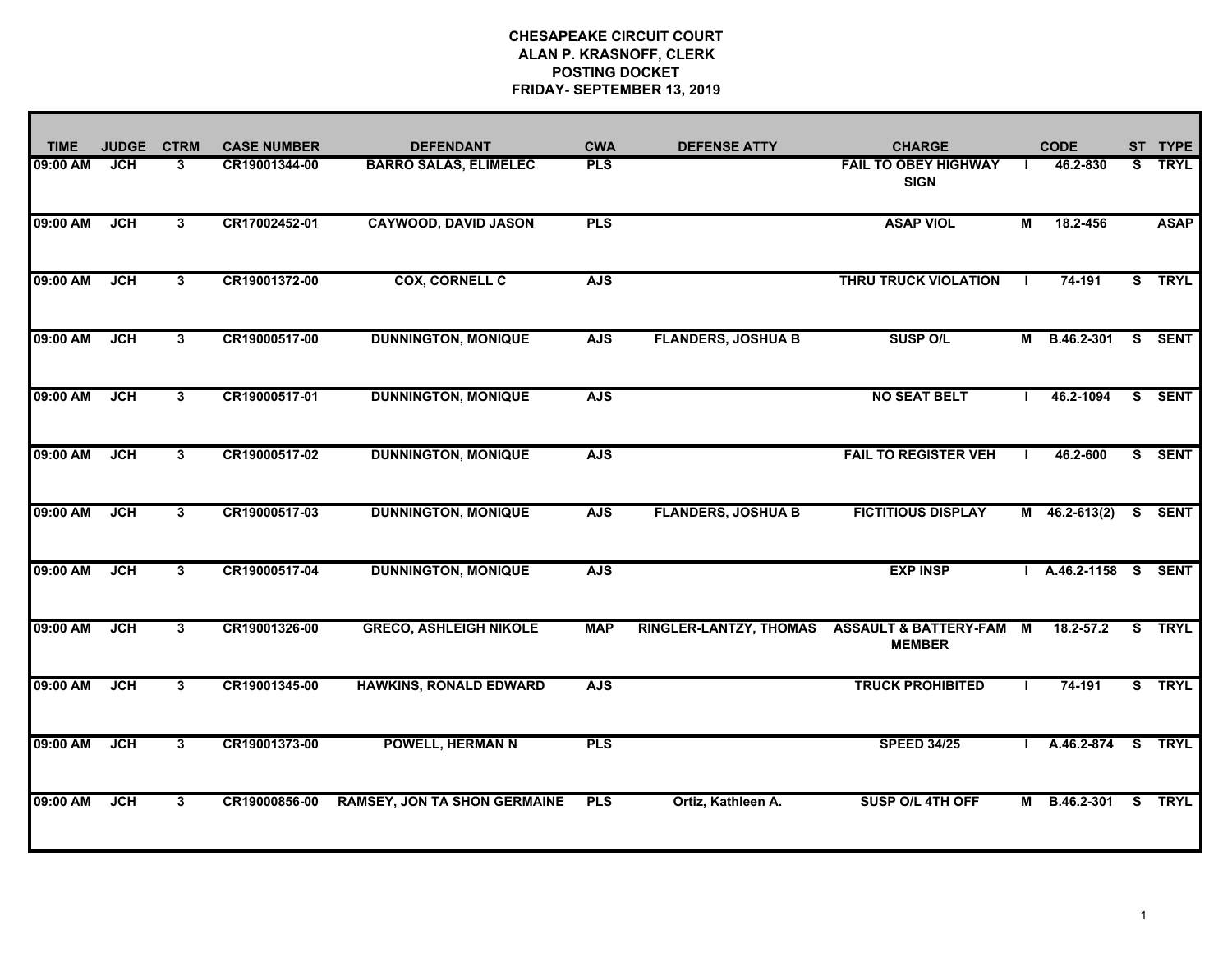**CHESAPEAKE CIRCUIT COURT**
**ALAN P. KRASNOFF, CLERK**
**POSTING DOCKET**
**FRIDAY- SEPTEMBER 13, 2019**

| TIME | JUDGE | CTRM | CASE NUMBER | DEFENDANT | CWA | DEFENSE ATTY | CHARGE | | CODE | ST | TYPE |
|---|---|---|---|---|---|---|---|---|---|---|---|
| 09:00 AM | JCH | 3 | CR19001344-00 | BARRO SALAS, ELIMELEC | PLS | | FAIL TO OBEY HIGHWAY SIGN | I | 46.2-830 | S | TRYL |
| 09:00 AM | JCH | 3 | CR17002452-01 | CAYWOOD, DAVID JASON | PLS | | ASAP VIOL | M | 18.2-456 | | ASAP |
| 09:00 AM | JCH | 3 | CR19001372-00 | COX, CORNELL C | AJS | | THRU TRUCK VIOLATION | I | 74-191 | S | TRYL |
| 09:00 AM | JCH | 3 | CR19000517-00 | DUNNINGTON, MONIQUE | AJS | FLANDERS, JOSHUA B | SUSP O/L | M | B.46.2-301 | S | SENT |
| 09:00 AM | JCH | 3 | CR19000517-01 | DUNNINGTON, MONIQUE | AJS | | NO SEAT BELT | I | 46.2-1094 | S | SENT |
| 09:00 AM | JCH | 3 | CR19000517-02 | DUNNINGTON, MONIQUE | AJS | | FAIL TO REGISTER VEH | I | 46.2-600 | S | SENT |
| 09:00 AM | JCH | 3 | CR19000517-03 | DUNNINGTON, MONIQUE | AJS | FLANDERS, JOSHUA B | FICTITIOUS DISPLAY | M | 46.2-613(2) | S | SENT |
| 09:00 AM | JCH | 3 | CR19000517-04 | DUNNINGTON, MONIQUE | AJS | | EXP INSP | I | A.46.2-1158 | S | SENT |
| 09:00 AM | JCH | 3 | CR19001326-00 | GRECO, ASHLEIGH NIKOLE | MAP | RINGLER-LANTZY, THOMAS | ASSAULT & BATTERY-FAM MEMBER | M | 18.2-57.2 | S | TRYL |
| 09:00 AM | JCH | 3 | CR19001345-00 | HAWKINS, RONALD EDWARD | AJS | | TRUCK PROHIBITED | I | 74-191 | S | TRYL |
| 09:00 AM | JCH | 3 | CR19001373-00 | POWELL, HERMAN N | PLS | | SPEED 34/25 | I | A.46.2-874 | S | TRYL |
| 09:00 AM | JCH | 3 | CR19000856-00 | RAMSEY, JON TA SHON GERMAINE | PLS | Ortiz, Kathleen A. | SUSP O/L 4TH OFF | M | B.46.2-301 | S | TRYL |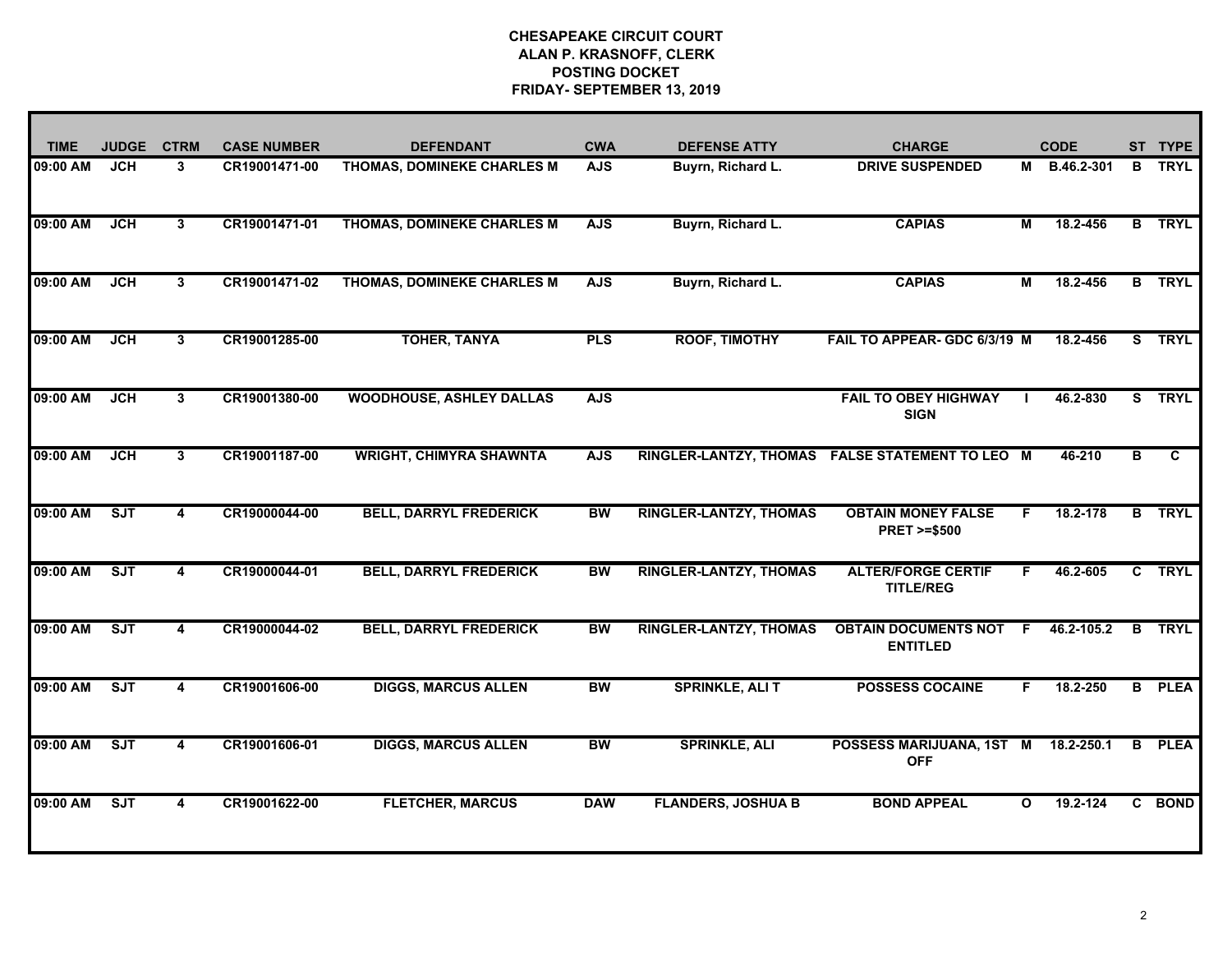# CHESAPEAKE CIRCUIT COURT
## ALAN P. KRASNOFF, CLERK
## POSTING DOCKET
## FRIDAY- SEPTEMBER 13, 2019

| TIME | JUDGE | CTRM | CASE NUMBER | DEFENDANT | CWA | DEFENSE ATTY | CHARGE | | CODE | ST | TYPE |
|---|---|---|---|---|---|---|---|---|---|---|---|
| 09:00 AM | JCH | 3 | CR19001471-00 | THOMAS, DOMINEKE CHARLES M | AJS | Buyrn, Richard L. | DRIVE SUSPENDED | M | B.46.2-301 | B | TRYL |
| 09:00 AM | JCH | 3 | CR19001471-01 | THOMAS, DOMINEKE CHARLES M | AJS | Buyrn, Richard L. | CAPIAS | M | 18.2-456 | B | TRYL |
| 09:00 AM | JCH | 3 | CR19001471-02 | THOMAS, DOMINEKE CHARLES M | AJS | Buyrn, Richard L. | CAPIAS | M | 18.2-456 | B | TRYL |
| 09:00 AM | JCH | 3 | CR19001285-00 | TOHER, TANYA | PLS | ROOF, TIMOTHY | FAIL TO APPEAR- GDC 6/3/19 | M | 18.2-456 | S | TRYL |
| 09:00 AM | JCH | 3 | CR19001380-00 | WOODHOUSE, ASHLEY DALLAS | AJS | | FAIL TO OBEY HIGHWAY SIGN | I | 46.2-830 | S | TRYL |
| 09:00 AM | JCH | 3 | CR19001187-00 | WRIGHT, CHIMYRA SHAWNTA | AJS | RINGLER-LANTZY, THOMAS | FALSE STATEMENT TO LEO | M | 46-210 | B | C |
| 09:00 AM | SJT | 4 | CR19000044-00 | BELL, DARRYL FREDERICK | BW | RINGLER-LANTZY, THOMAS | OBTAIN MONEY FALSE PRET >=$500 | F | 18.2-178 | B | TRYL |
| 09:00 AM | SJT | 4 | CR19000044-01 | BELL, DARRYL FREDERICK | BW | RINGLER-LANTZY, THOMAS | ALTER/FORGE CERTIF TITLE/REG | F | 46.2-605 | C | TRYL |
| 09:00 AM | SJT | 4 | CR19000044-02 | BELL, DARRYL FREDERICK | BW | RINGLER-LANTZY, THOMAS | OBTAIN DOCUMENTS NOT ENTITLED | F | 46.2-105.2 | B | TRYL |
| 09:00 AM | SJT | 4 | CR19001606-00 | DIGGS, MARCUS ALLEN | BW | SPRINKLE, ALI T | POSSESS COCAINE | F | 18.2-250 | B | PLEA |
| 09:00 AM | SJT | 4 | CR19001606-01 | DIGGS, MARCUS ALLEN | BW | SPRINKLE, ALI | POSSESS MARIJUANA, 1ST OFF | M | 18.2-250.1 | B | PLEA |
| 09:00 AM | SJT | 4 | CR19001622-00 | FLETCHER, MARCUS | DAW | FLANDERS, JOSHUA B | BOND APPEAL | O | 19.2-124 | C | BOND |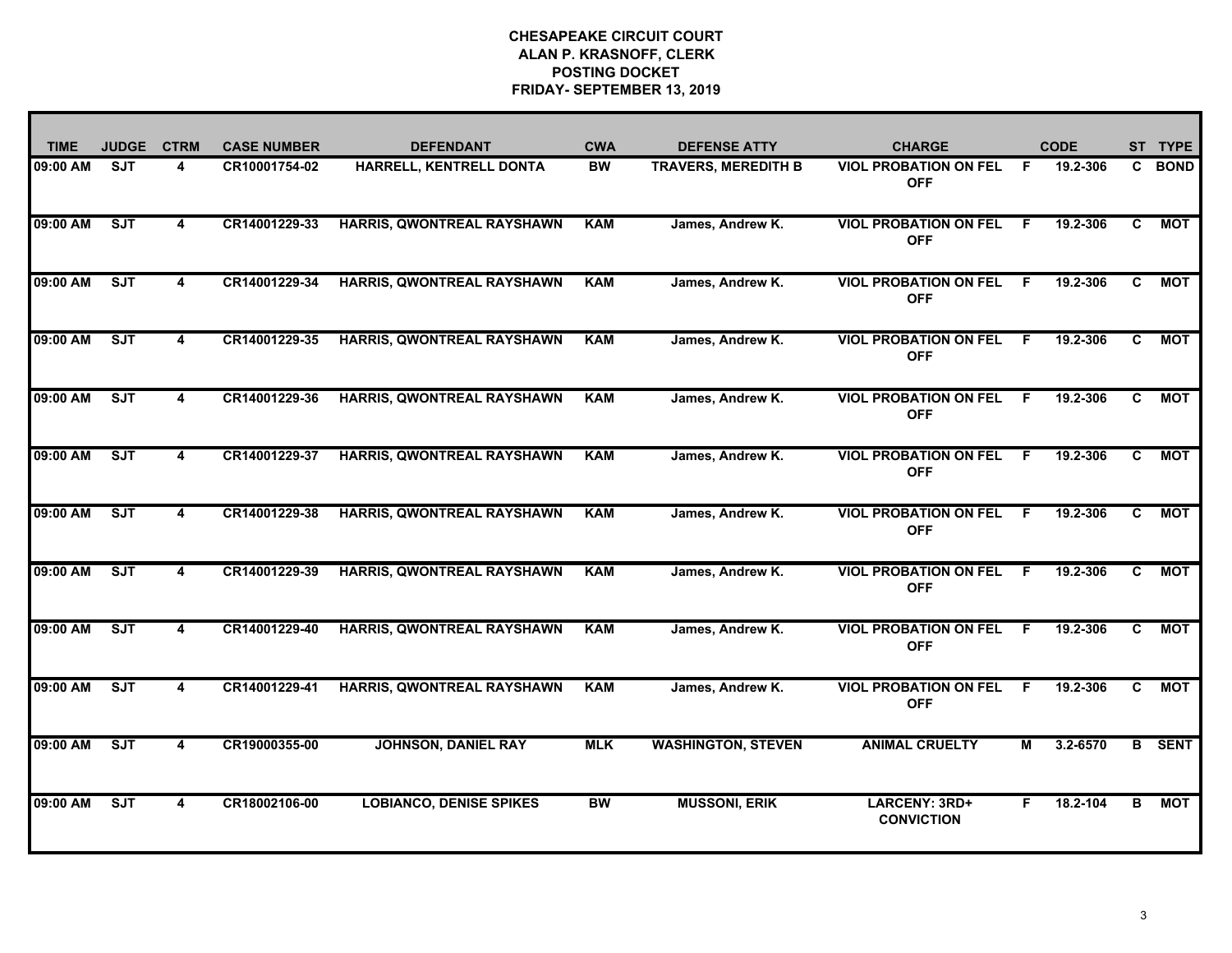# CHESAPEAKE CIRCUIT COURT
## ALAN P. KRASNOFF, CLERK
## POSTING DOCKET
## FRIDAY- SEPTEMBER 13, 2019

| TIME | JUDGE | CTRM | CASE NUMBER | DEFENDANT | CWA | DEFENSE ATTY | CHARGE | | CODE | ST | TYPE |
|---|---|---|---|---|---|---|---|---|---|---|---|
| 09:00 AM | SJT | 4 | CR10001754-02 | HARRELL, KENTRELL DONTA | BW | TRAVERS, MEREDITH B | VIOL PROBATION ON FEL OFF | F | 19.2-306 | C | BOND |
| 09:00 AM | SJT | 4 | CR14001229-33 | HARRIS, QWONTREAL RAYSHAWN | KAM | James, Andrew K. | VIOL PROBATION ON FEL OFF | F | 19.2-306 | C | MOT |
| 09:00 AM | SJT | 4 | CR14001229-34 | HARRIS, QWONTREAL RAYSHAWN | KAM | James, Andrew K. | VIOL PROBATION ON FEL OFF | F | 19.2-306 | C | MOT |
| 09:00 AM | SJT | 4 | CR14001229-35 | HARRIS, QWONTREAL RAYSHAWN | KAM | James, Andrew K. | VIOL PROBATION ON FEL OFF | F | 19.2-306 | C | MOT |
| 09:00 AM | SJT | 4 | CR14001229-36 | HARRIS, QWONTREAL RAYSHAWN | KAM | James, Andrew K. | VIOL PROBATION ON FEL OFF | F | 19.2-306 | C | MOT |
| 09:00 AM | SJT | 4 | CR14001229-37 | HARRIS, QWONTREAL RAYSHAWN | KAM | James, Andrew K. | VIOL PROBATION ON FEL OFF | F | 19.2-306 | C | MOT |
| 09:00 AM | SJT | 4 | CR14001229-38 | HARRIS, QWONTREAL RAYSHAWN | KAM | James, Andrew K. | VIOL PROBATION ON FEL OFF | F | 19.2-306 | C | MOT |
| 09:00 AM | SJT | 4 | CR14001229-39 | HARRIS, QWONTREAL RAYSHAWN | KAM | James, Andrew K. | VIOL PROBATION ON FEL OFF | F | 19.2-306 | C | MOT |
| 09:00 AM | SJT | 4 | CR14001229-40 | HARRIS, QWONTREAL RAYSHAWN | KAM | James, Andrew K. | VIOL PROBATION ON FEL OFF | F | 19.2-306 | C | MOT |
| 09:00 AM | SJT | 4 | CR14001229-41 | HARRIS, QWONTREAL RAYSHAWN | KAM | James, Andrew K. | VIOL PROBATION ON FEL OFF | F | 19.2-306 | C | MOT |
| 09:00 AM | SJT | 4 | CR19000355-00 | JOHNSON, DANIEL RAY | MLK | WASHINGTON, STEVEN | ANIMAL CRUELTY | M | 3.2-6570 | B | SENT |
| 09:00 AM | SJT | 4 | CR18002106-00 | LOBIANCO, DENISE SPIKES | BW | MUSSONI, ERIK | LARCENY: 3RD+ CONVICTION | F | 18.2-104 | B | MOT |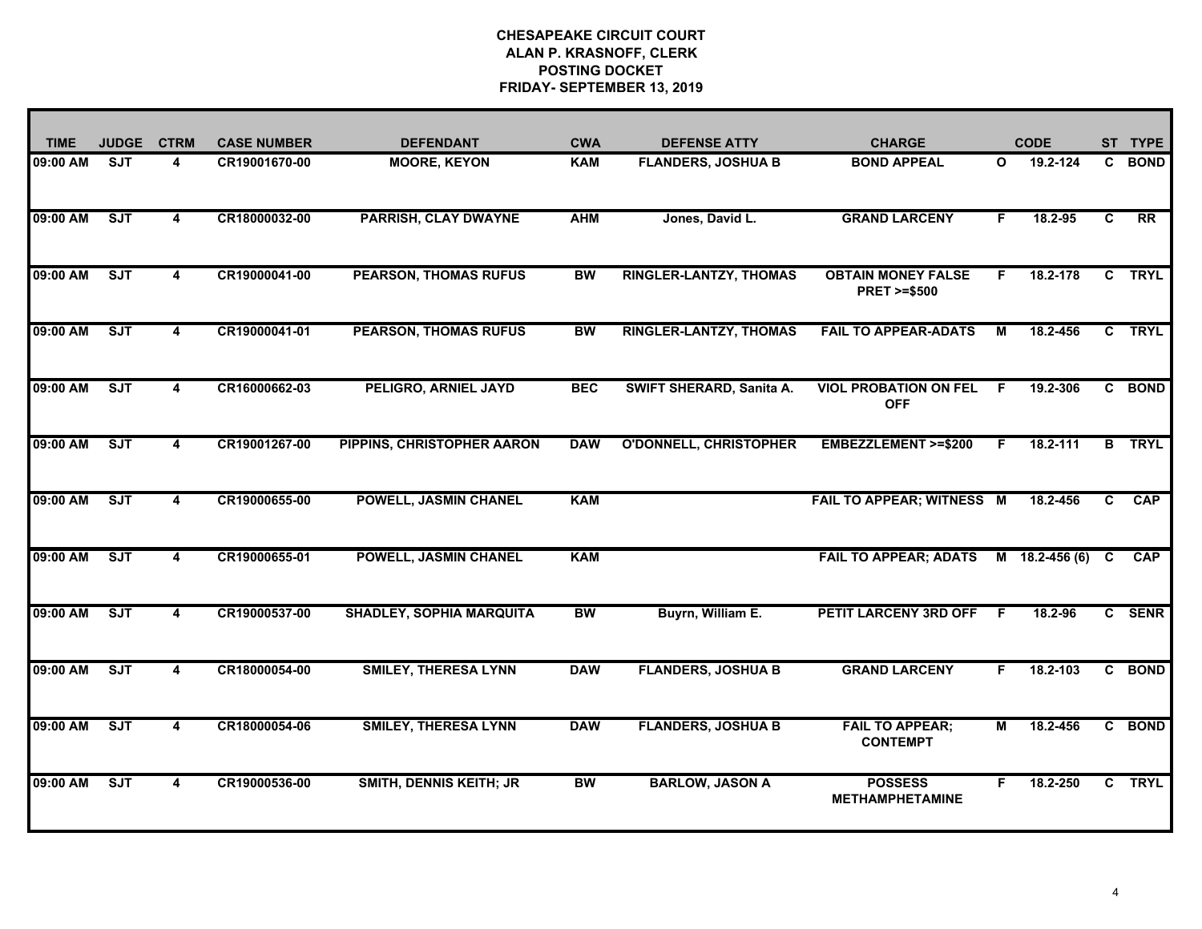**CHESAPEAKE CIRCUIT COURT**
**ALAN P. KRASNOFF, CLERK**
**POSTING DOCKET**
**FRIDAY- SEPTEMBER 13, 2019**

| TIME | JUDGE | CTRM | CASE NUMBER | DEFENDANT | CWA | DEFENSE ATTY | CHARGE | | CODE | ST | TYPE |
|---|---|---|---|---|---|---|---|---|---|---|---|
| 09:00 AM | SJT | 4 | CR19001670-00 | MOORE, KEYON | KAM | FLANDERS, JOSHUA B | BOND APPEAL | O | 19.2-124 | C | BOND |
| 09:00 AM | SJT | 4 | CR18000032-00 | PARRISH, CLAY DWAYNE | AHM | Jones, David L. | GRAND LARCENY | F | 18.2-95 | C | RR |
| 09:00 AM | SJT | 4 | CR19000041-00 | PEARSON, THOMAS RUFUS | BW | RINGLER-LANTZY, THOMAS | OBTAIN MONEY FALSE PRET >=$500 | F | 18.2-178 | C | TRYL |
| 09:00 AM | SJT | 4 | CR19000041-01 | PEARSON, THOMAS RUFUS | BW | RINGLER-LANTZY, THOMAS | FAIL TO APPEAR-ADATS | M | 18.2-456 | C | TRYL |
| 09:00 AM | SJT | 4 | CR16000662-03 | PELIGRO, ARNIEL JAYD | BEC | SWIFT SHERARD, Sanita A. | VIOL PROBATION ON FEL OFF | F | 19.2-306 | C | BOND |
| 09:00 AM | SJT | 4 | CR19001267-00 | PIPPINS, CHRISTOPHER AARON | DAW | O'DONNELL, CHRISTOPHER | EMBEZZLEMENT >=$200 | F | 18.2-111 | B | TRYL |
| 09:00 AM | SJT | 4 | CR19000655-00 | POWELL, JASMIN CHANEL | KAM | | FAIL TO APPEAR; WITNESS | M | 18.2-456 | C | CAP |
| 09:00 AM | SJT | 4 | CR19000655-01 | POWELL, JASMIN CHANEL | KAM | | FAIL TO APPEAR; ADATS | M | 18.2-456 (6) | C | CAP |
| 09:00 AM | SJT | 4 | CR19000537-00 | SHADLEY, SOPHIA MARQUITA | BW | Buyrn, William E. | PETIT LARCENY 3RD OFF | F | 18.2-96 | C | SENR |
| 09:00 AM | SJT | 4 | CR18000054-00 | SMILEY, THERESA LYNN | DAW | FLANDERS, JOSHUA B | GRAND LARCENY | F | 18.2-103 | C | BOND |
| 09:00 AM | SJT | 4 | CR18000054-06 | SMILEY, THERESA LYNN | DAW | FLANDERS, JOSHUA B | FAIL TO APPEAR; CONTEMPT | M | 18.2-456 | C | BOND |
| 09:00 AM | SJT | 4 | CR19000536-00 | SMITH, DENNIS KEITH; JR | BW | BARLOW, JASON A | POSSESS METHAMPHETAMINE | F | 18.2-250 | C | TRYL |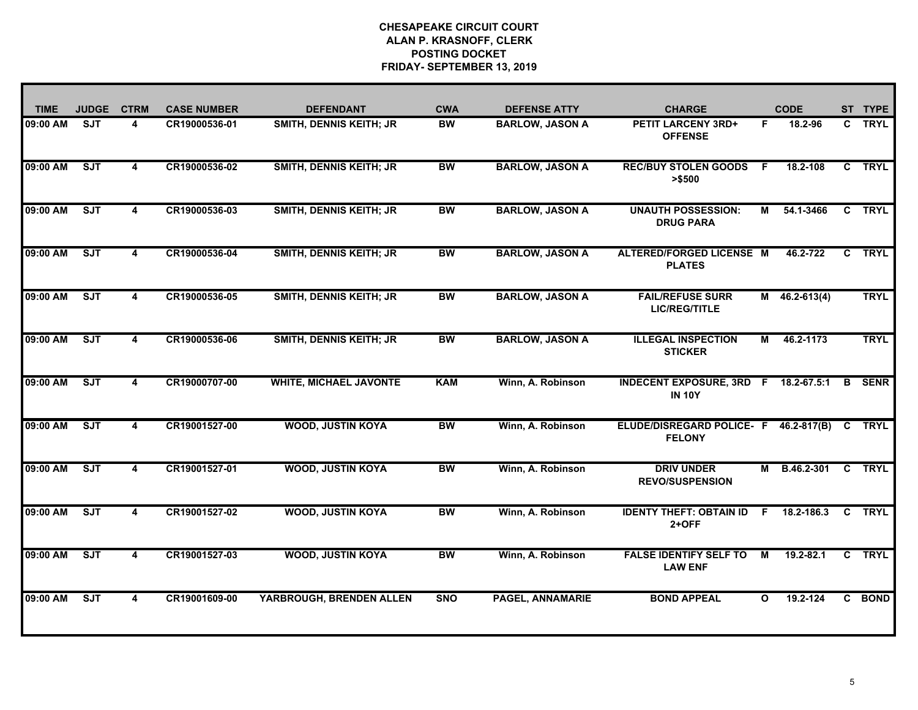# CHESAPEAKE CIRCUIT COURT
## ALAN P. KRASNOFF, CLERK
## POSTING DOCKET
## FRIDAY- SEPTEMBER 13, 2019

| TIME | JUDGE | CTRM | CASE NUMBER | DEFENDANT | CWA | DEFENSE ATTY | CHARGE | | CODE | ST | TYPE |
|---|---|---|---|---|---|---|---|---|---|---|---|
| 09:00 AM | SJT | 4 | CR19000536-01 | SMITH, DENNIS KEITH; JR | BW | BARLOW, JASON A | PETIT LARCENY 3RD+ OFFENSE | F | 18.2-96 | C | TRYL |
| 09:00 AM | SJT | 4 | CR19000536-02 | SMITH, DENNIS KEITH; JR | BW | BARLOW, JASON A | REC/BUY STOLEN GOODS >$500 | F | 18.2-108 | C | TRYL |
| 09:00 AM | SJT | 4 | CR19000536-03 | SMITH, DENNIS KEITH; JR | BW | BARLOW, JASON A | UNAUTH POSSESSION: DRUG PARA | M | 54.1-3466 | C | TRYL |
| 09:00 AM | SJT | 4 | CR19000536-04 | SMITH, DENNIS KEITH; JR | BW | BARLOW, JASON A | ALTERED/FORGED LICENSE PLATES | M | 46.2-722 | C | TRYL |
| 09:00 AM | SJT | 4 | CR19000536-05 | SMITH, DENNIS KEITH; JR | BW | BARLOW, JASON A | FAIL/REFUSE SURR LIC/REG/TITLE | M | 46.2-613(4) | | TRYL |
| 09:00 AM | SJT | 4 | CR19000536-06 | SMITH, DENNIS KEITH; JR | BW | BARLOW, JASON A | ILLEGAL INSPECTION STICKER | M | 46.2-1173 | | TRYL |
| 09:00 AM | SJT | 4 | CR19000707-00 | WHITE, MICHAEL JAVONTE | KAM | Winn, A. Robinson | INDECENT EXPOSURE, 3RD IN 10Y | F | 18.2-67.5:1 | B | SENR |
| 09:00 AM | SJT | 4 | CR19001527-00 | WOOD, JUSTIN KOYA | BW | Winn, A. Robinson | ELUDE/DISREGARD POLICE- FELONY | F | 46.2-817(B) | C | TRYL |
| 09:00 AM | SJT | 4 | CR19001527-01 | WOOD, JUSTIN KOYA | BW | Winn, A. Robinson | DRIV UNDER REVO/SUSPENSION | M | B.46.2-301 | C | TRYL |
| 09:00 AM | SJT | 4 | CR19001527-02 | WOOD, JUSTIN KOYA | BW | Winn, A. Robinson | IDENTY THEFT: OBTAIN ID 2+OFF | F | 18.2-186.3 | C | TRYL |
| 09:00 AM | SJT | 4 | CR19001527-03 | WOOD, JUSTIN KOYA | BW | Winn, A. Robinson | FALSE IDENTIFY SELF TO LAW ENF | M | 19.2-82.1 | C | TRYL |
| 09:00 AM | SJT | 4 | CR19001609-00 | YARBROUGH, BRENDEN ALLEN | SNO | PAGEL, ANNAMARIE | BOND APPEAL | O | 19.2-124 | C | BOND |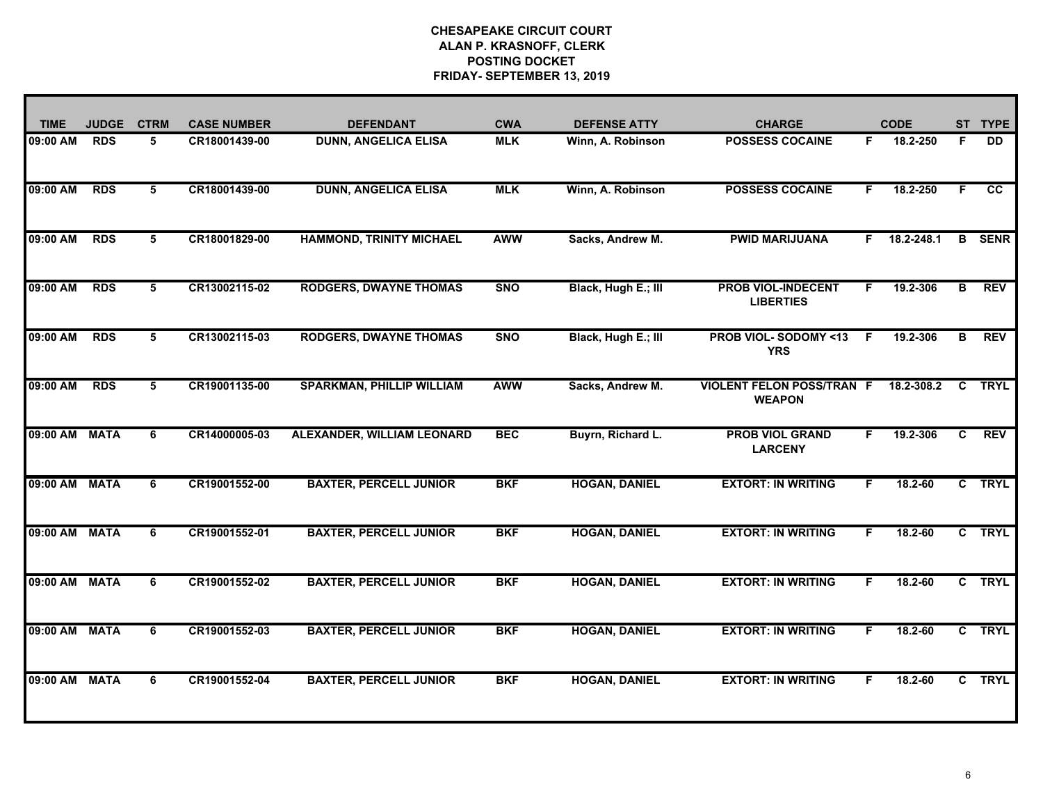**CHESAPEAKE CIRCUIT COURT**
**ALAN P. KRASNOFF, CLERK**
**POSTING DOCKET**
**FRIDAY- SEPTEMBER 13, 2019**

| TIME | JUDGE | CTRM | CASE NUMBER | DEFENDANT | CWA | DEFENSE ATTY | CHARGE | | CODE | ST | TYPE |
|---|---|---|---|---|---|---|---|---|---|---|---|
| 09:00 AM | RDS | 5 | CR18001439-00 | DUNN, ANGELICA ELISA | MLK | Winn, A. Robinson | POSSESS COCAINE | F | 18.2-250 | F | DD |
| 09:00 AM | RDS | 5 | CR18001439-00 | DUNN, ANGELICA ELISA | MLK | Winn, A. Robinson | POSSESS COCAINE | F | 18.2-250 | F | CC |
| 09:00 AM | RDS | 5 | CR18001829-00 | HAMMOND, TRINITY MICHAEL | AWW | Sacks, Andrew M. | PWID MARIJUANA | F | 18.2-248.1 | B | SENR |
| 09:00 AM | RDS | 5 | CR13002115-02 | RODGERS, DWAYNE THOMAS | SNO | Black, Hugh E.; III | PROB VIOL-INDECENT LIBERTIES | F | 19.2-306 | B | REV |
| 09:00 AM | RDS | 5 | CR13002115-03 | RODGERS, DWAYNE THOMAS | SNO | Black, Hugh E.; III | PROB VIOL- SODOMY <13 YRS | F | 19.2-306 | B | REV |
| 09:00 AM | RDS | 5 | CR19001135-00 | SPARKMAN, PHILLIP WILLIAM | AWW | Sacks, Andrew M. | VIOLENT FELON POSS/TRAN WEAPON | F | 18.2-308.2 | C | TRYL |
| 09:00 AM | MATA | 6 | CR14000005-03 | ALEXANDER, WILLIAM LEONARD | BEC | Buyrn, Richard L. | PROB VIOL GRAND LARCENY | F | 19.2-306 | C | REV |
| 09:00 AM | MATA | 6 | CR19001552-00 | BAXTER, PERCELL JUNIOR | BKF | HOGAN, DANIEL | EXTORT: IN WRITING | F | 18.2-60 | C | TRYL |
| 09:00 AM | MATA | 6 | CR19001552-01 | BAXTER, PERCELL JUNIOR | BKF | HOGAN, DANIEL | EXTORT: IN WRITING | F | 18.2-60 | C | TRYL |
| 09:00 AM | MATA | 6 | CR19001552-02 | BAXTER, PERCELL JUNIOR | BKF | HOGAN, DANIEL | EXTORT: IN WRITING | F | 18.2-60 | C | TRYL |
| 09:00 AM | MATA | 6 | CR19001552-03 | BAXTER, PERCELL JUNIOR | BKF | HOGAN, DANIEL | EXTORT: IN WRITING | F | 18.2-60 | C | TRYL |
| 09:00 AM | MATA | 6 | CR19001552-04 | BAXTER, PERCELL JUNIOR | BKF | HOGAN, DANIEL | EXTORT: IN WRITING | F | 18.2-60 | C | TRYL |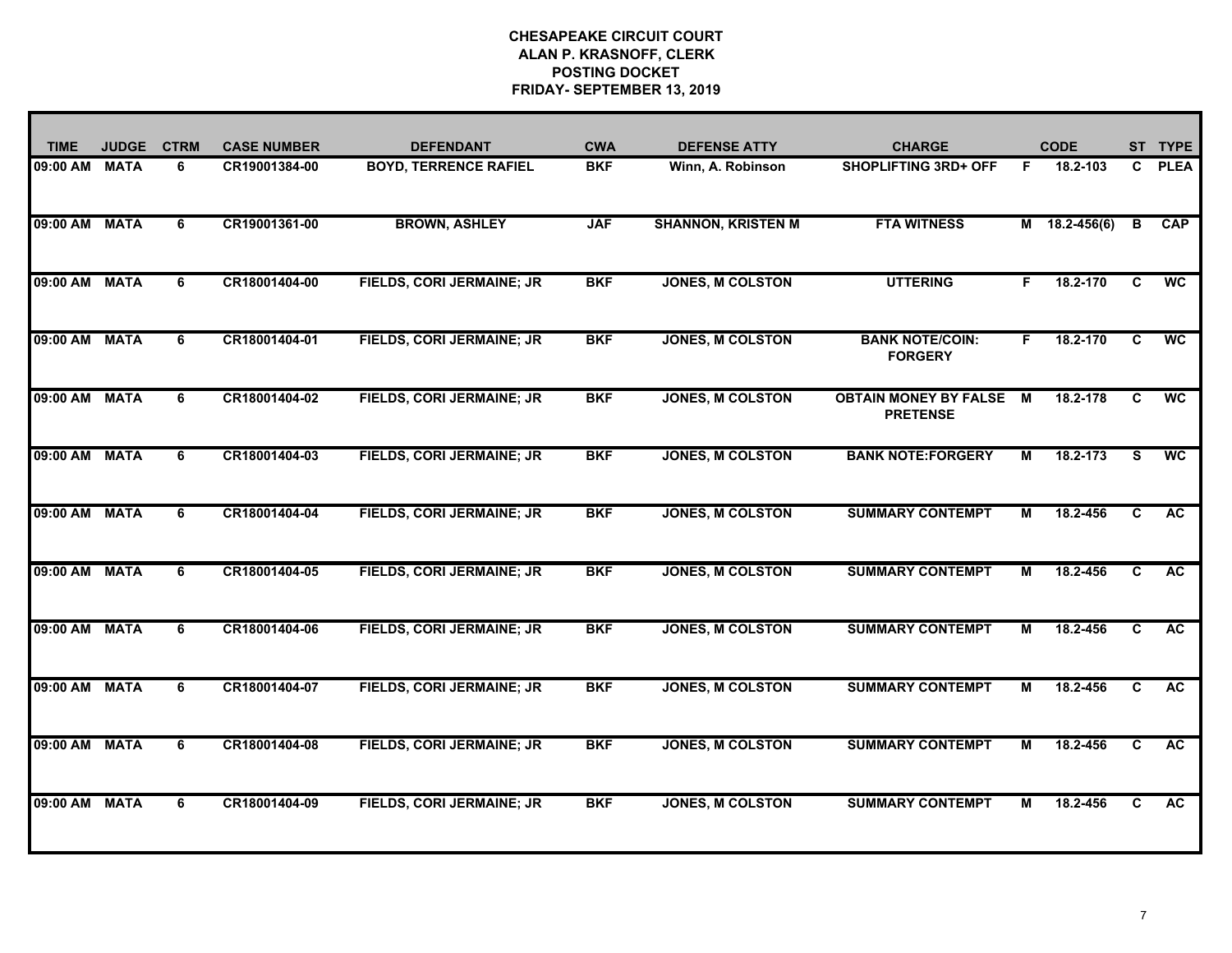**CHESAPEAKE CIRCUIT COURT**
**ALAN P. KRASNOFF, CLERK**
**POSTING DOCKET**
**FRIDAY- SEPTEMBER 13, 2019**

| TIME | JUDGE | CTRM | CASE NUMBER | DEFENDANT | CWA | DEFENSE ATTY | CHARGE | | CODE | ST | TYPE |
|---|---|---|---|---|---|---|---|---|---|---|---|
| 09:00 AM | MATA | 6 | CR19001384-00 | BOYD, TERRENCE RAFIEL | BKF | Winn, A. Robinson | SHOPLIFTING 3RD+ OFF | F | 18.2-103 | C | PLEA |
| 09:00 AM | MATA | 6 | CR19001361-00 | BROWN, ASHLEY | JAF | SHANNON, KRISTEN M | FTA WITNESS | M | 18.2-456(6) | B | CAP |
| 09:00 AM | MATA | 6 | CR18001404-00 | FIELDS, CORI JERMAINE; JR | BKF | JONES, M COLSTON | UTTERING | F | 18.2-170 | C | WC |
| 09:00 AM | MATA | 6 | CR18001404-01 | FIELDS, CORI JERMAINE; JR | BKF | JONES, M COLSTON | BANK NOTE/COIN: FORGERY | F | 18.2-170 | C | WC |
| 09:00 AM | MATA | 6 | CR18001404-02 | FIELDS, CORI JERMAINE; JR | BKF | JONES, M COLSTON | OBTAIN MONEY BY FALSE PRETENSE | M | 18.2-178 | C | WC |
| 09:00 AM | MATA | 6 | CR18001404-03 | FIELDS, CORI JERMAINE; JR | BKF | JONES, M COLSTON | BANK NOTE:FORGERY | M | 18.2-173 | S | WC |
| 09:00 AM | MATA | 6 | CR18001404-04 | FIELDS, CORI JERMAINE; JR | BKF | JONES, M COLSTON | SUMMARY CONTEMPT | M | 18.2-456 | C | AC |
| 09:00 AM | MATA | 6 | CR18001404-05 | FIELDS, CORI JERMAINE; JR | BKF | JONES, M COLSTON | SUMMARY CONTEMPT | M | 18.2-456 | C | AC |
| 09:00 AM | MATA | 6 | CR18001404-06 | FIELDS, CORI JERMAINE; JR | BKF | JONES, M COLSTON | SUMMARY CONTEMPT | M | 18.2-456 | C | AC |
| 09:00 AM | MATA | 6 | CR18001404-07 | FIELDS, CORI JERMAINE; JR | BKF | JONES, M COLSTON | SUMMARY CONTEMPT | M | 18.2-456 | C | AC |
| 09:00 AM | MATA | 6 | CR18001404-08 | FIELDS, CORI JERMAINE; JR | BKF | JONES, M COLSTON | SUMMARY CONTEMPT | M | 18.2-456 | C | AC |
| 09:00 AM | MATA | 6 | CR18001404-09 | FIELDS, CORI JERMAINE; JR | BKF | JONES, M COLSTON | SUMMARY CONTEMPT | M | 18.2-456 | C | AC |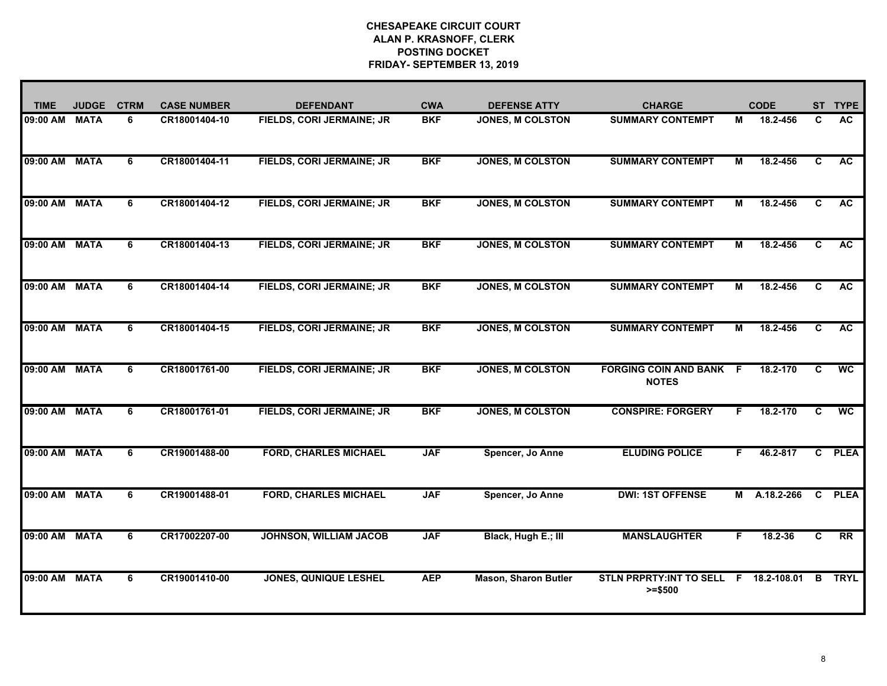# CHESAPEAKE CIRCUIT COURT
## ALAN P. KRASNOFF, CLERK
## POSTING DOCKET
## FRIDAY- SEPTEMBER 13, 2019

| TIME | JUDGE | CTRM | CASE NUMBER | DEFENDANT | CWA | DEFENSE ATTY | CHARGE | | CODE | ST | TYPE |
|---|---|---|---|---|---|---|---|---|---|---|---|
| 09:00 AM | MATA | 6 | CR18001404-10 | FIELDS, CORI JERMAINE; JR | BKF | JONES, M COLSTON | SUMMARY CONTEMPT | M | 18.2-456 | C | AC |
| 09:00 AM | MATA | 6 | CR18001404-11 | FIELDS, CORI JERMAINE; JR | BKF | JONES, M COLSTON | SUMMARY CONTEMPT | M | 18.2-456 | C | AC |
| 09:00 AM | MATA | 6 | CR18001404-12 | FIELDS, CORI JERMAINE; JR | BKF | JONES, M COLSTON | SUMMARY CONTEMPT | M | 18.2-456 | C | AC |
| 09:00 AM | MATA | 6 | CR18001404-13 | FIELDS, CORI JERMAINE; JR | BKF | JONES, M COLSTON | SUMMARY CONTEMPT | M | 18.2-456 | C | AC |
| 09:00 AM | MATA | 6 | CR18001404-14 | FIELDS, CORI JERMAINE; JR | BKF | JONES, M COLSTON | SUMMARY CONTEMPT | M | 18.2-456 | C | AC |
| 09:00 AM | MATA | 6 | CR18001404-15 | FIELDS, CORI JERMAINE; JR | BKF | JONES, M COLSTON | SUMMARY CONTEMPT | M | 18.2-456 | C | AC |
| 09:00 AM | MATA | 6 | CR18001761-00 | FIELDS, CORI JERMAINE; JR | BKF | JONES, M COLSTON | FORGING COIN AND BANK NOTES | F | 18.2-170 | C | WC |
| 09:00 AM | MATA | 6 | CR18001761-01 | FIELDS, CORI JERMAINE; JR | BKF | JONES, M COLSTON | CONSPIRE: FORGERY | F | 18.2-170 | C | WC |
| 09:00 AM | MATA | 6 | CR19001488-00 | FORD, CHARLES MICHAEL | JAF | Spencer, Jo Anne | ELUDING POLICE | F | 46.2-817 | C | PLEA |
| 09:00 AM | MATA | 6 | CR19001488-01 | FORD, CHARLES MICHAEL | JAF | Spencer, Jo Anne | DWI: 1ST OFFENSE | M | A.18.2-266 | C | PLEA |
| 09:00 AM | MATA | 6 | CR17002207-00 | JOHNSON, WILLIAM JACOB | JAF | Black, Hugh E.; III | MANSLAUGHTER | F | 18.2-36 | C | RR |
| 09:00 AM | MATA | 6 | CR19001410-00 | JONES, QUNIQUE LESHEL | AEP | Mason, Sharon Butler | STLN PRPRTY:INT TO SELL >=$500 | F | 18.2-108.01 | B | TRYL |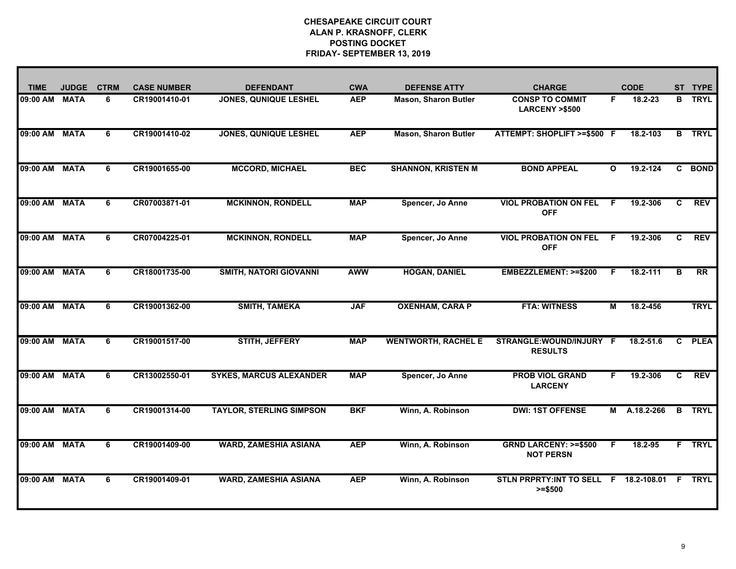# CHESAPEAKE CIRCUIT COURT
## ALAN P. KRASNOFF, CLERK
## POSTING DOCKET
## FRIDAY- SEPTEMBER 13, 2019

| TIME | JUDGE | CTRM | CASE NUMBER | DEFENDANT | CWA | DEFENSE ATTY | CHARGE | | CODE | ST | TYPE |
|---|---|---|---|---|---|---|---|---|---|---|---|
| 09:00 AM | MATA | 6 | CR19001410-01 | JONES, QUNIQUE LESHEL | AEP | Mason, Sharon Butler | CONSP TO COMMIT LARCENY >$500 | F | 18.2-23 | B | TRYL |
| 09:00 AM | MATA | 6 | CR19001410-02 | JONES, QUNIQUE LESHEL | AEP | Mason, Sharon Butler | ATTEMPT: SHOPLIFT >=$500 | F | 18.2-103 | B | TRYL |
| 09:00 AM | MATA | 6 | CR19001655-00 | MCCORD, MICHAEL | BEC | SHANNON, KRISTEN M | BOND APPEAL | O | 19.2-124 | C | BOND |
| 09:00 AM | MATA | 6 | CR07003871-01 | MCKINNON, RONDELL | MAP | Spencer, Jo Anne | VIOL PROBATION ON FEL OFF | F | 19.2-306 | C | REV |
| 09:00 AM | MATA | 6 | CR07004225-01 | MCKINNON, RONDELL | MAP | Spencer, Jo Anne | VIOL PROBATION ON FEL OFF | F | 19.2-306 | C | REV |
| 09:00 AM | MATA | 6 | CR18001735-00 | SMITH, NATORI GIOVANNI | AWW | HOGAN, DANIEL | EMBEZZLEMENT: >=$200 | F | 18.2-111 | B | RR |
| 09:00 AM | MATA | 6 | CR19001362-00 | SMITH, TAMEKA | JAF | OXENHAM, CARA P | FTA: WITNESS | M | 18.2-456 | | TRYL |
| 09:00 AM | MATA | 6 | CR19001517-00 | STITH, JEFFERY | MAP | WENTWORTH, RACHEL E | STRANGLE:WOUND/INJURY RESULTS | F | 18.2-51.6 | C | PLEA |
| 09:00 AM | MATA | 6 | CR13002550-01 | SYKES, MARCUS ALEXANDER | MAP | Spencer, Jo Anne | PROB VIOL GRAND LARCENY | F | 19.2-306 | C | REV |
| 09:00 AM | MATA | 6 | CR19001314-00 | TAYLOR, STERLING SIMPSON | BKF | Winn, A. Robinson | DWI: 1ST OFFENSE | M | A.18.2-266 | B | TRYL |
| 09:00 AM | MATA | 6 | CR19001409-00 | WARD, ZAMESHIA ASIANA | AEP | Winn, A. Robinson | GRND LARCENY: >=$500 NOT PERSN | F | 18.2-95 | F | TRYL |
| 09:00 AM | MATA | 6 | CR19001409-01 | WARD, ZAMESHIA ASIANA | AEP | Winn, A. Robinson | STLN PRPRTY:INT TO SELL >=$500 | F | 18.2-108.01 | F | TRYL |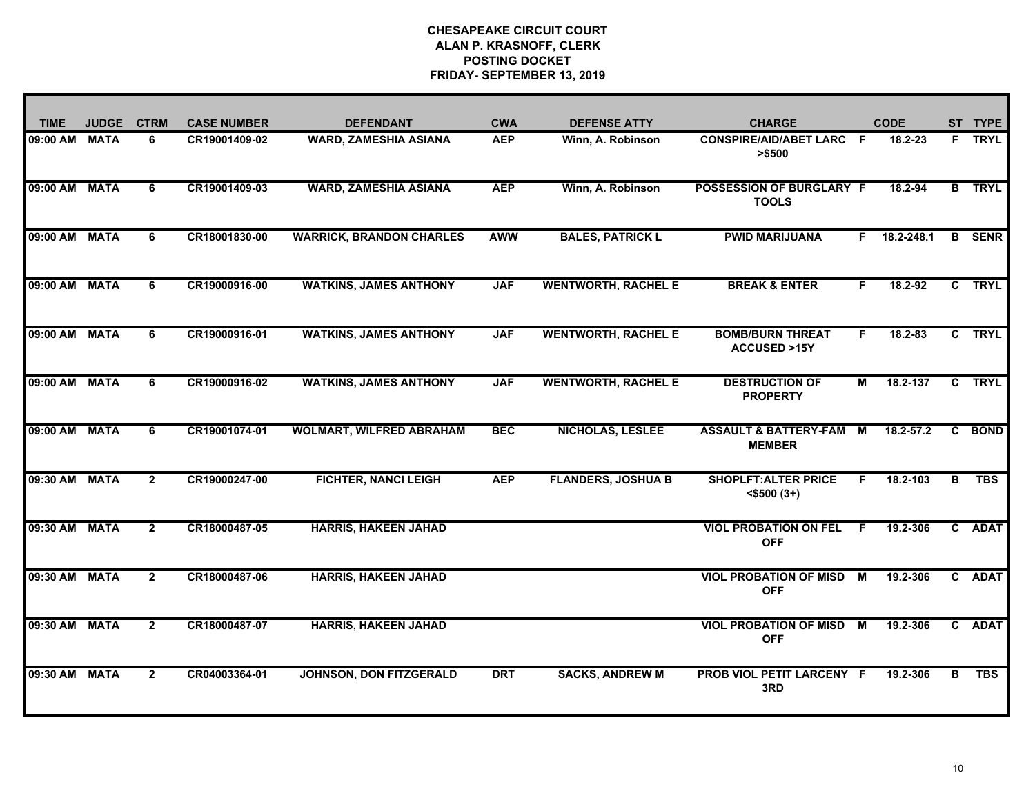**CHESAPEAKE CIRCUIT COURT**
**ALAN P. KRASNOFF, CLERK**
**POSTING DOCKET**
**FRIDAY- SEPTEMBER 13, 2019**

| TIME | JUDGE | CTRM | CASE NUMBER | DEFENDANT | CWA | DEFENSE ATTY | CHARGE | | CODE | ST | TYPE |
|---|---|---|---|---|---|---|---|---|---|---|---|
| 09:00 AM | MATA | 6 | CR19001409-02 | WARD, ZAMESHIA ASIANA | AEP | Winn, A. Robinson | CONSPIRE/AID/ABET LARC >$500 | F | 18.2-23 | F | TRYL |
| 09:00 AM | MATA | 6 | CR19001409-03 | WARD, ZAMESHIA ASIANA | AEP | Winn, A. Robinson | POSSESSION OF BURGLARY TOOLS | F | 18.2-94 | B | TRYL |
| 09:00 AM | MATA | 6 | CR18001830-00 | WARRICK, BRANDON CHARLES | AWW | BALES, PATRICK L | PWID MARIJUANA | F | 18.2-248.1 | B | SENR |
| 09:00 AM | MATA | 6 | CR19000916-00 | WATKINS, JAMES ANTHONY | JAF | WENTWORTH, RACHEL E | BREAK & ENTER | F | 18.2-92 | C | TRYL |
| 09:00 AM | MATA | 6 | CR19000916-01 | WATKINS, JAMES ANTHONY | JAF | WENTWORTH, RACHEL E | BOMB/BURN THREAT ACCUSED >15Y | F | 18.2-83 | C | TRYL |
| 09:00 AM | MATA | 6 | CR19000916-02 | WATKINS, JAMES ANTHONY | JAF | WENTWORTH, RACHEL E | DESTRUCTION OF PROPERTY | M | 18.2-137 | C | TRYL |
| 09:00 AM | MATA | 6 | CR19001074-01 | WOLMART, WILFRED ABRAHAM | BEC | NICHOLAS, LESLEE | ASSAULT & BATTERY-FAM MEMBER | M | 18.2-57.2 | C | BOND |
| 09:30 AM | MATA | 2 | CR19000247-00 | FICHTER, NANCI LEIGH | AEP | FLANDERS, JOSHUA B | SHOPLFT:ALTER PRICE <$500 (3+) | F | 18.2-103 | B | TBS |
| 09:30 AM | MATA | 2 | CR18000487-05 | HARRIS, HAKEEN JAHAD | | | VIOL PROBATION ON FEL OFF | F | 19.2-306 | C | ADAT |
| 09:30 AM | MATA | 2 | CR18000487-06 | HARRIS, HAKEEN JAHAD | | | VIOL PROBATION OF MISD OFF | M | 19.2-306 | C | ADAT |
| 09:30 AM | MATA | 2 | CR18000487-07 | HARRIS, HAKEEN JAHAD | | | VIOL PROBATION OF MISD OFF | M | 19.2-306 | C | ADAT |
| 09:30 AM | MATA | 2 | CR04003364-01 | JOHNSON, DON FITZGERALD | DRT | SACKS, ANDREW M | PROB VIOL PETIT LARCENY 3RD | F | 19.2-306 | B | TBS |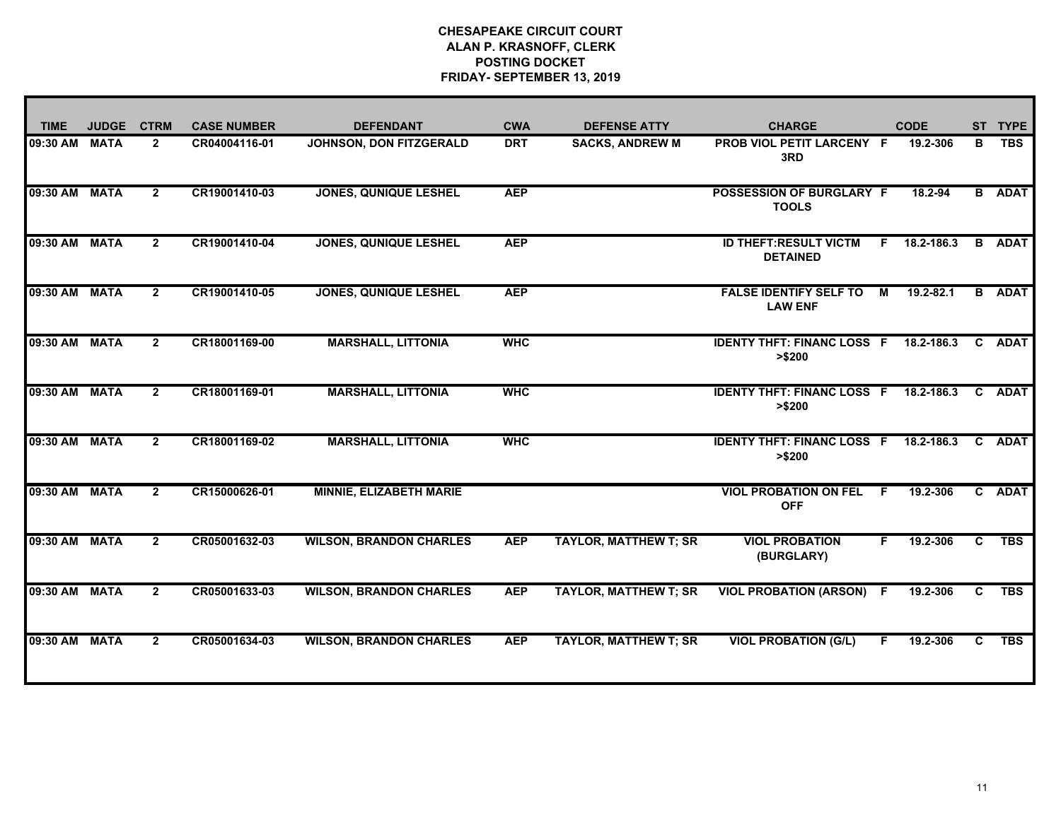# CHESAPEAKE CIRCUIT COURT
## ALAN P. KRASNOFF, CLERK
## POSTING DOCKET
## FRIDAY- SEPTEMBER 13, 2019

| TIME | JUDGE | CTRM | CASE NUMBER | DEFENDANT | CWA | DEFENSE ATTY | CHARGE | | CODE | ST | TYPE |
|---|---|---|---|---|---|---|---|---|---|---|---|
| 09:30 AM | MATA | 2 | CR04004116-01 | JOHNSON, DON FITZGERALD | DRT | SACKS, ANDREW M | PROB VIOL PETIT LARCENY 3RD | F | 19.2-306 | B | TBS |
| 09:30 AM | MATA | 2 | CR19001410-03 | JONES, QUNIQUE LESHEL | AEP | | POSSESSION OF BURGLARY TOOLS | F | 18.2-94 | B | ADAT |
| 09:30 AM | MATA | 2 | CR19001410-04 | JONES, QUNIQUE LESHEL | AEP | | ID THEFT:RESULT VICTM DETAINED | F | 18.2-186.3 | B | ADAT |
| 09:30 AM | MATA | 2 | CR19001410-05 | JONES, QUNIQUE LESHEL | AEP | | FALSE IDENTIFY SELF TO LAW ENF | M | 19.2-82.1 | B | ADAT |
| 09:30 AM | MATA | 2 | CR18001169-00 | MARSHALL, LITTONIA | WHC | | IDENTY THFT: FINANC LOSS >$200 | F | 18.2-186.3 | C | ADAT |
| 09:30 AM | MATA | 2 | CR18001169-01 | MARSHALL, LITTONIA | WHC | | IDENTY THFT: FINANC LOSS >$200 | F | 18.2-186.3 | C | ADAT |
| 09:30 AM | MATA | 2 | CR18001169-02 | MARSHALL, LITTONIA | WHC | | IDENTY THFT: FINANC LOSS >$200 | F | 18.2-186.3 | C | ADAT |
| 09:30 AM | MATA | 2 | CR15000626-01 | MINNIE, ELIZABETH MARIE | | | VIOL PROBATION ON FEL OFF | F | 19.2-306 | C | ADAT |
| 09:30 AM | MATA | 2 | CR05001632-03 | WILSON, BRANDON CHARLES | AEP | TAYLOR, MATTHEW T; SR | VIOL PROBATION (BURGLARY) | F | 19.2-306 | C | TBS |
| 09:30 AM | MATA | 2 | CR05001633-03 | WILSON, BRANDON CHARLES | AEP | TAYLOR, MATTHEW T; SR | VIOL PROBATION (ARSON) | F | 19.2-306 | C | TBS |
| 09:30 AM | MATA | 2 | CR05001634-03 | WILSON, BRANDON CHARLES | AEP | TAYLOR, MATTHEW T; SR | VIOL PROBATION (G/L) | F | 19.2-306 | C | TBS |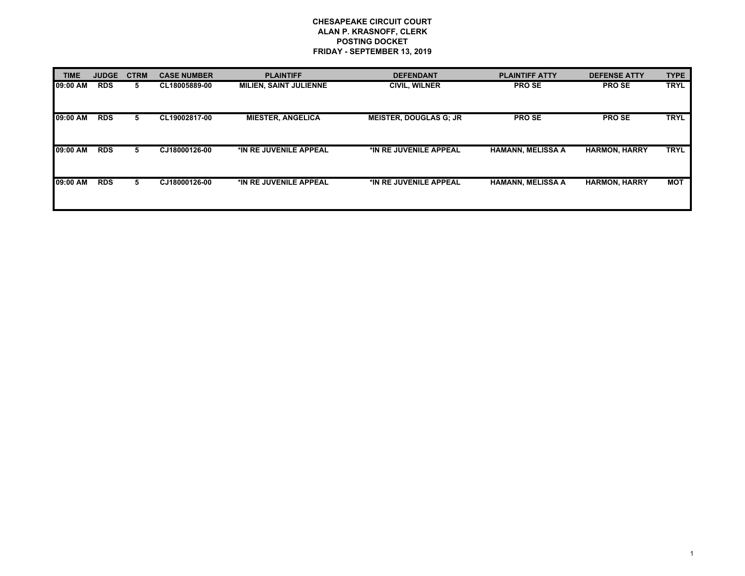**CHESAPEAKE CIRCUIT COURT**
**ALAN P. KRASNOFF, CLERK**
**POSTING DOCKET**
**FRIDAY - SEPTEMBER 13, 2019**

| TIME | JUDGE | CTRM | CASE NUMBER | PLAINTIFF | DEFENDANT | PLAINTIFF ATTY | DEFENSE ATTY | TYPE |
|---|---|---|---|---|---|---|---|---|
| 09:00 AM | RDS | 5 | CL18005889-00 | MILIEN, SAINT JULIENNE | CIVIL, WILNER | PRO SE | PRO SE | TRYL |
| 09:00 AM | RDS | 5 | CL19002817-00 | MIESTER, ANGELICA | MEISTER, DOUGLAS G; JR | PRO SE | PRO SE | TRYL |
| 09:00 AM | RDS | 5 | CJ18000126-00 | *IN RE JUVENILE APPEAL | *IN RE JUVENILE APPEAL | HAMANN, MELISSA A | HARMON, HARRY | TRYL |
| 09:00 AM | RDS | 5 | CJ18000126-00 | *IN RE JUVENILE APPEAL | *IN RE JUVENILE APPEAL | HAMANN, MELISSA A | HARMON, HARRY | MOT |